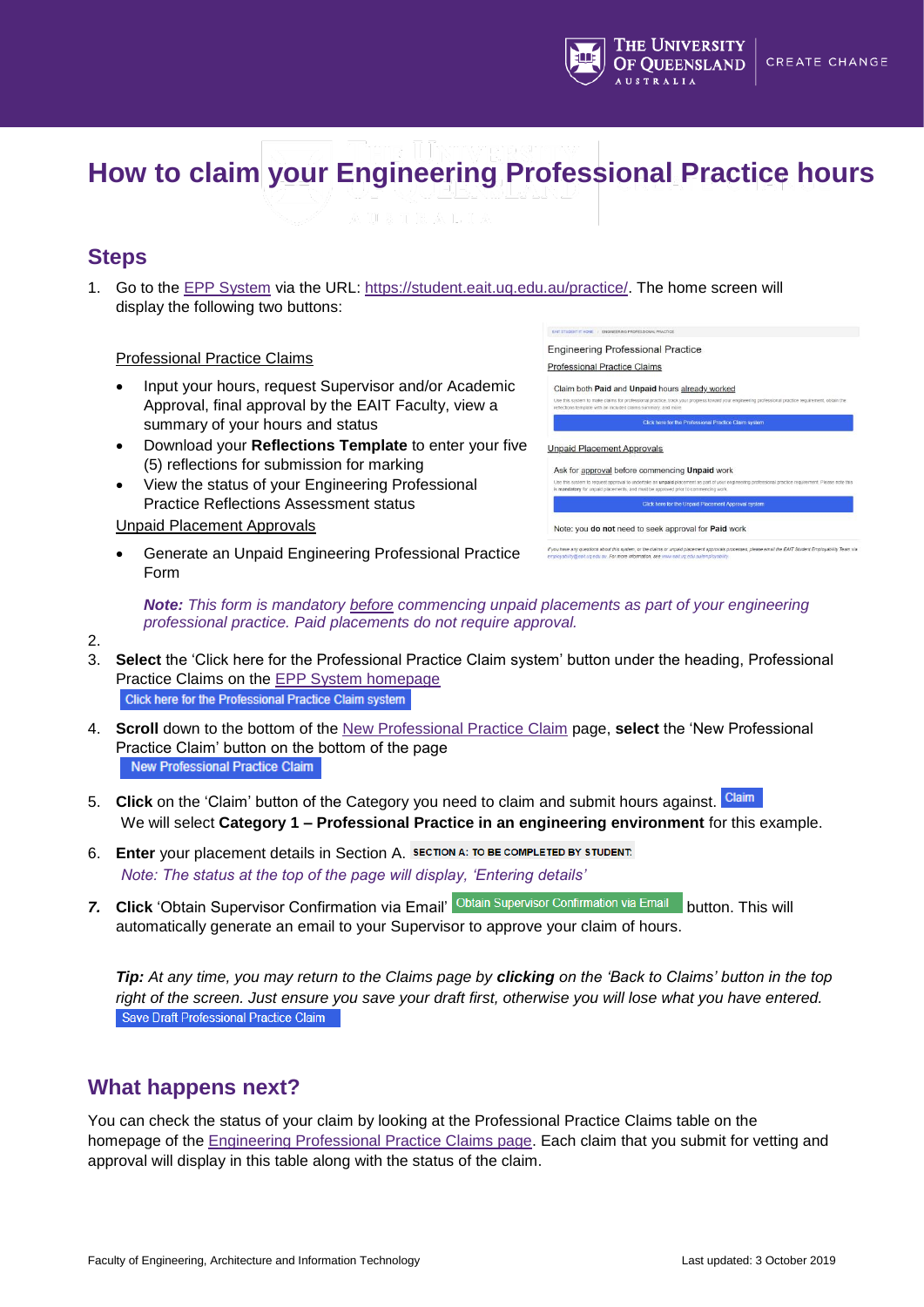# How to claim your Engineering Professional Practice hours

## Steps

1. Go to the EPP System via the URL: https://student.eait.uq.edu.au/practice/. The home screen will display the following two buttons:

   Professional Practice Claims

   - Input your hours, request Supervisor and/or Academic Approval, final approval by the EAIT Faculty, view a summary of your hours and status
   - Download your **Reflections Template** to enter your five (5) reflections for submission for marking
   - View the status of your Engineering Professional Practice Reflections Assessment status

   Unpaid Placement Approvals

   - Generate an Unpaid Engineering Professional Practice Form

   ***Note:** This form is mandatory before commencing unpaid placements as part of your engineering professional practice. Paid placements do not require approval.*

2. 
3. **Select** the 'Click here for the Professional Practice Claim system' button under the heading, Professional Practice Claims on the EPP System homepage

   Click here for the Professional Practice Claim system

4. **Scroll** down to the bottom of the New Professional Practice Claim page, **select** the 'New Professional Practice Claim' button on the bottom of the page

   New Professional Practice Claim

5. **Click** on the 'Claim' button of the Category you need to claim and submit hours against. Claim

   We will select **Category 1 – Professional Practice in an engineering environment** for this example.

6. **Enter** your placement details in Section A. SECTION A: TO BE COMPLETED BY STUDENT:

   *Note: The status at the top of the page will display, 'Entering details'*

7. **Click** 'Obtain Supervisor Confirmation via Email' Obtain Supervisor Confirmation via Email button. This will automatically generate an email to your Supervisor to approve your claim of hours.

***Tip:** At any time, you may return to the Claims page by **clicking** on the 'Back to Claims' button in the top right of the screen. Just ensure you save your draft first, otherwise you will lose what you have entered.*

Save Draft Professional Practice Claim

## What happens next?

You can check the status of your claim by looking at the Professional Practice Claims table on the homepage of the Engineering Professional Practice Claims page. Each claim that you submit for vetting and approval will display in this table along with the status of the claim.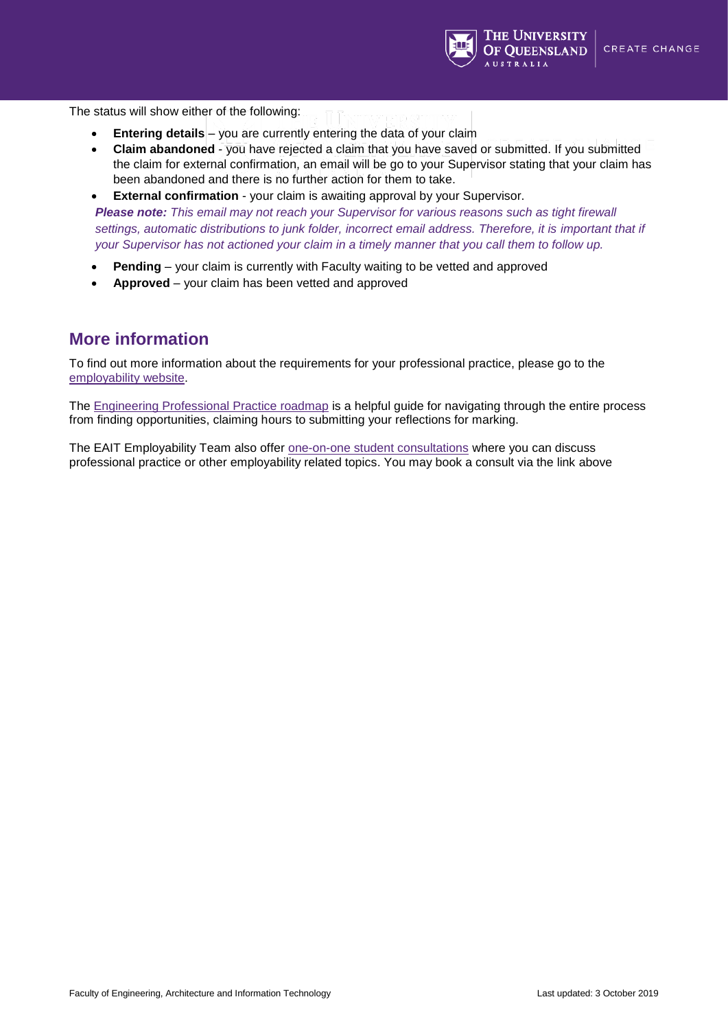The status will show either of the following:

- **Entering details** – you are currently entering the data of your claim
- **Claim abandoned** - you have rejected a claim that you have saved or submitted. If you submitted the claim for external confirmation, an email will be go to your Supervisor stating that your claim has been abandoned and there is no further action for them to take.
- **External confirmation** - your claim is awaiting approval by your Supervisor.

  ***Please note:*** *This email may not reach your Supervisor for various reasons such as tight firewall settings, automatic distributions to junk folder, incorrect email address. Therefore, it is important that if your Supervisor has not actioned your claim in a timely manner that you call them to follow up.*

- **Pending** – your claim is currently with Faculty waiting to be vetted and approved
- **Approved** – your claim has been vetted and approved

## More information

To find out more information about the requirements for your professional practice, please go to the employability website.

The Engineering Professional Practice roadmap is a helpful guide for navigating through the entire process from finding opportunities, claiming hours to submitting your reflections for marking.

The EAIT Employability Team also offer one-on-one student consultations where you can discuss professional practice or other employability related topics. You may book a consult via the link above